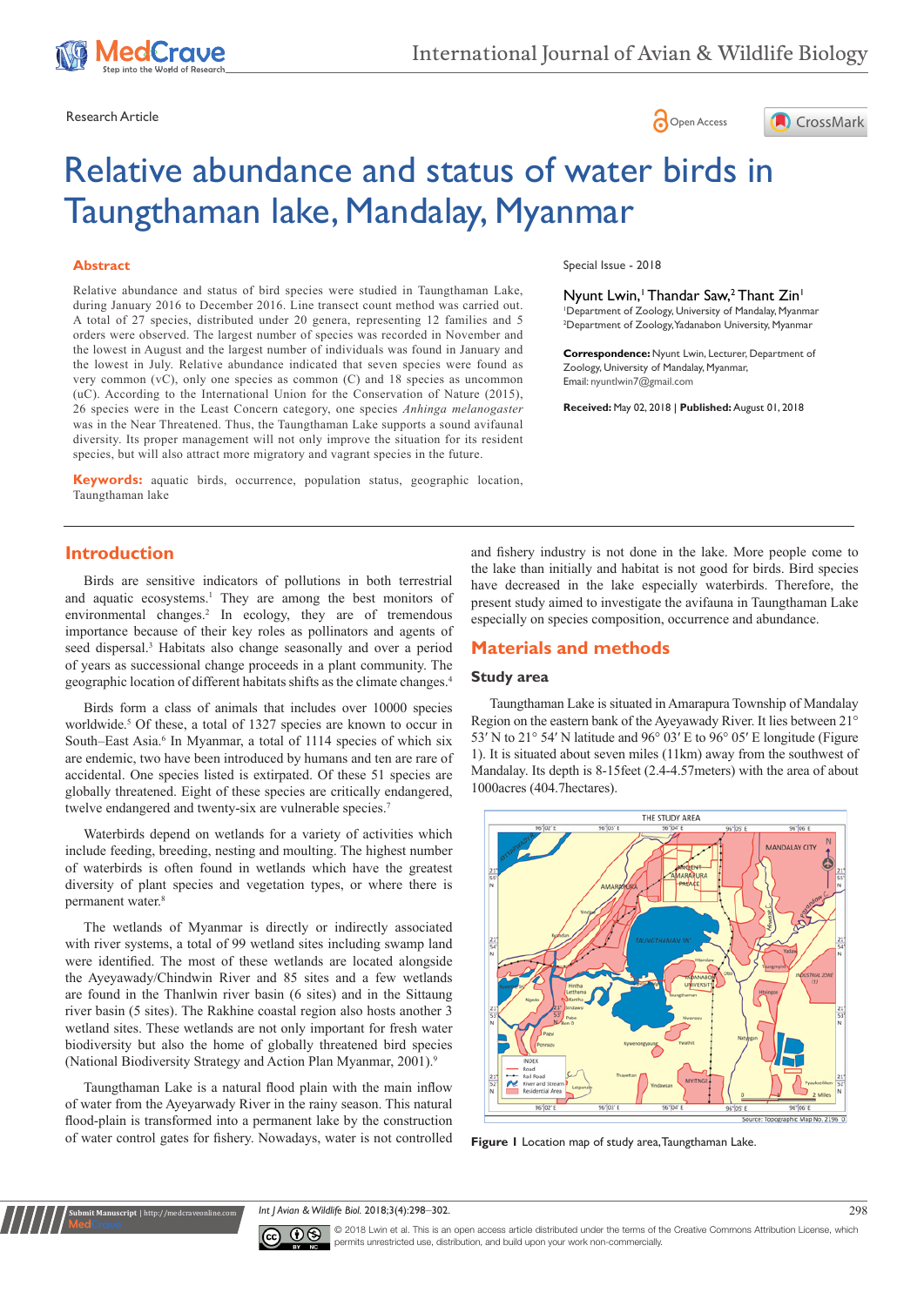Research Article

Open Access

# Relative abundance and status of water birds in Taungthaman lake, Mandalay, Myanmar

Special Issue - 2018

Nyunt Lwin,[1] Thandar Saw,[2] Thant Zin[1]

[1]Department of Zoology, University of Mandalay, Myanmar
[2]Department of Zoology, Yadanabon University, Myanmar

**Correspondence:** Nyunt Lwin, Lecturer, Department of Zoology, University of Mandalay, Myanmar, Email: nyuntlwin7@gmail.com

**Received:** May 02, 2018 | **Published:** August 01, 2018

## Abstract

Relative abundance and status of bird species were studied in Taungthaman Lake, during January 2016 to December 2016. Line transect count method was carried out. A total of 27 species, distributed under 20 genera, representing 12 families and 5 orders were observed. The largest number of species was recorded in November and the lowest in August and the largest number of individuals was found in January and the lowest in July. Relative abundance indicated that seven species were found as very common (vC), only one species as common (C) and 18 species as uncommon (uC). According to the International Union for the Conservation of Nature (2015), 26 species were in the Least Concern category, one species *Anhinga melanogaster* was in the Near Threatened. Thus, the Taungthaman Lake supports a sound avifaunal diversity. Its proper management will not only improve the situation for its resident species, but will also attract more migratory and vagrant species in the future.

**Keywords:** aquatic birds, occurrence, population status, geographic location, Taungthaman lake

## Introduction

Birds are sensitive indicators of pollutions in both terrestrial and aquatic ecosystems.[1] They are among the best monitors of environmental changes.[2] In ecology, they are of tremendous importance because of their key roles as pollinators and agents of seed dispersal.[3] Habitats also change seasonally and over a period of years as successional change proceeds in a plant community. The geographic location of different habitats shifts as the climate changes.[4]

Birds form a class of animals that includes over 10000 species worldwide.[5] Of these, a total of 1327 species are known to occur in South–East Asia.[6] In Myanmar, a total of 1114 species of which six are endemic, two have been introduced by humans and are rare of accidental. One species listed is extirpated. Of these 51 species are globally threatened. Eight of these species are critically endangered, twelve endangered and twenty-six are vulnerable species.[7]

Waterbirds depend on wetlands for a variety of activities which include feeding, breeding, nesting and moulting. The highest number of waterbirds is often found in wetlands which have the greatest diversity of plant species and vegetation types, or where there is permanent water.[8]

The wetlands of Myanmar is directly or indirectly associated with river systems, a total of 99 wetland sites including swamp land were identified. The most of these wetlands are located alongside the Ayeyawady/Chindwin River and 85 sites and a few wetlands are found in the Thanlwin river basin (6 sites) and in the Sittaung river basin (5 sites). The Rakhine coastal region also hosts another 3 wetland sites. These wetlands are not only important for fresh water biodiversity but also the home of globally threatened bird species (National Biodiversity Strategy and Action Plan Myanmar, 2001).[9]

Taungthaman Lake is a natural flood plain with the main inflow of water from the Ayeyarwady River in the rainy season. This natural flood-plain is transformed into a permanent lake by the construction of water control gates for fishery. Nowadays, water is not controlled and fishery industry is not done in the lake. More people come to the lake than initially and habitat is not good for birds. Bird species have decreased in the lake especially waterbirds. Therefore, the present study aimed to investigate the avifauna in Taungthaman Lake especially on species composition, occurrence and abundance.

## Materials and methods

### Study area

Taungthaman Lake is situated in Amarapura Township of Mandalay Region on the eastern bank of the Ayeyawady River. It lies between 21° 53′ N to 21° 54′ N latitude and 96° 03′ E to 96° 05′ E longitude (Figure 1). It is situated about seven miles (11km) away from the southwest of Mandalay. Its depth is 8-15feet (2.4-4.57meters) with the area of about 1000acres (404.7hectares).

**Figure 1** Location map of study area, Taungthaman Lake.

© 2018 Lwin et al. This is an open access article distributed under the terms of the Creative Commons Attribution License, which permits unrestricted use, distribution, and build upon your work non-commercially.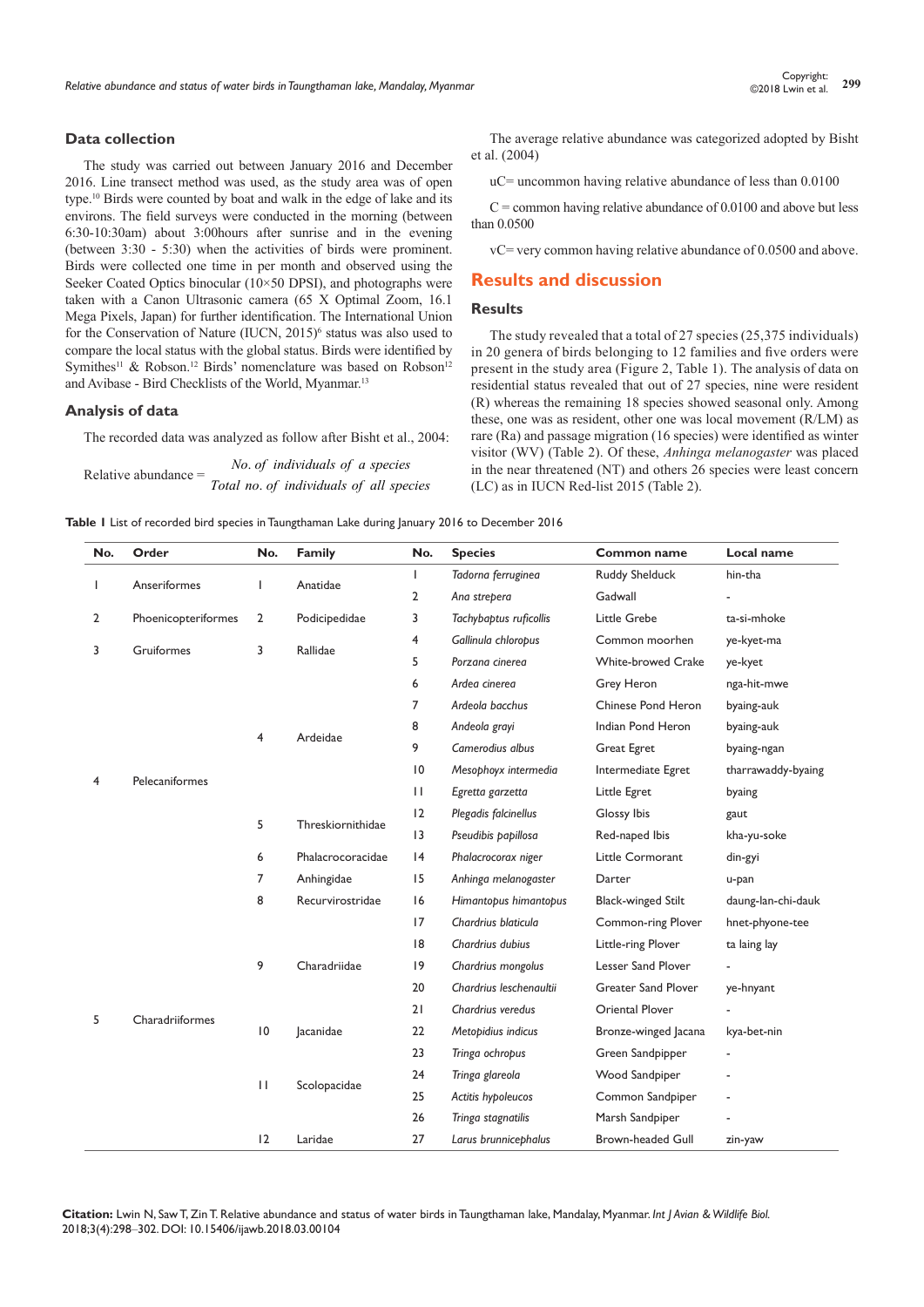### Data collection

The study was carried out between January 2016 and December 2016. Line transect method was used, as the study area was of open type.[10] Birds were counted by boat and walk in the edge of lake and its environs. The field surveys were conducted in the morning (between 6:30-10:30am) about 3:00hours after sunrise and in the evening (between 3:30 - 5:30) when the activities of birds were prominent. Birds were collected one time in per month and observed using the Seeker Coated Optics binocular (10×50 DPSI), and photographs were taken with a Canon Ultrasonic camera (65 X Optimal Zoom, 16.1 Mega Pixels, Japan) for further identification. The International Union for the Conservation of Nature (IUCN, 2015)[6] status was also used to compare the local status with the global status. Birds were identified by Symithes[11] & Robson.[12] Birds' nomenclature was based on Robson[12] and Avibase - Bird Checklists of the World, Myanmar.[13]

### Analysis of data

The recorded data was analyzed as follow after Bisht et al., 2004:

$$\text{Relative abundance} = \frac{No.\ of\ individuals\ of\ a\ species}{Total\ no.\ of\ individuals\ of\ all\ species}$$

The average relative abundance was categorized adopted by Bisht et al. (2004)

uC= uncommon having relative abundance of less than 0.0100

C = common having relative abundance of 0.0100 and above but less than 0.0500

vC= very common having relative abundance of 0.0500 and above.

## Results and discussion

### Results

The study revealed that a total of 27 species (25,375 individuals) in 20 genera of birds belonging to 12 families and five orders were present in the study area (Figure 2, Table 1). The analysis of data on residential status revealed that out of 27 species, nine were resident (R) whereas the remaining 18 species showed seasonal only. Among these, one was as resident, other one was local movement (R/LM) as rare (Ra) and passage migration (16 species) were identified as winter visitor (WV) (Table 2). Of these, *Anhinga melanogaster* was placed in the near threatened (NT) and others 26 species were least concern (LC) as in IUCN Red-list 2015 (Table 2).

**Table 1** List of recorded bird species in Taungthaman Lake during January 2016 to December 2016

| No. | Order | No. | Family | No. | Species | Common name | Local name |
|---|---|---|---|---|---|---|---|
| 1 | Anseriformes | 1 | Anatidae | 1 | *Tadorna ferruginea* | Ruddy Shelduck | hin-tha |
| | | | | 2 | *Ana strepera* | Gadwall | - |
| 2 | Phoenicopteriformes | 2 | Podicipedidae | 3 | *Tachybaptus ruficollis* | Little Grebe | ta-si-mhoke |
| 3 | Gruiformes | 3 | Rallidae | 4 | *Gallinula chloropus* | Common moorhen | ye-kyet-ma |
| | | | | 5 | *Porzana cinerea* | White-browed Crake | ye-kyet |
| 4 | Pelecaniformes | 4 | Ardeidae | 6 | *Ardea cinerea* | Grey Heron | nga-hit-mwe |
| | | | | 7 | *Ardeola bacchus* | Chinese Pond Heron | byaing-auk |
| | | | | 8 | *Andeola grayi* | Indian Pond Heron | byaing-auk |
| | | | | 9 | *Camerodius albus* | Great Egret | byaing-ngan |
| | | | | 10 | *Mesophoyx intermedia* | Intermediate Egret | tharrawaddy-byaing |
| | | | | 11 | *Egretta garzetta* | Little Egret | byaing |
| | | 5 | Threskiornithidae | 12 | *Plegadis falcinellus* | Glossy Ibis | gaut |
| | | | | 13 | *Pseudibis papillosa* | Red-naped Ibis | kha-yu-soke |
| | | 6 | Phalacrocoracidae | 14 | *Phalacrocorax niger* | Little Cormorant | din-gyi |
| | | 7 | Anhingidae | 15 | *Anhinga melanogaster* | Darter | u-pan |
| 5 | Charadriiformes | 8 | Recurvirostridae | 16 | *Himantopus himantopus* | Black-winged Stilt | daung-lan-chi-dauk |
| | | 9 | Charadriidae | 17 | *Chardrius blaticula* | Common-ring Plover | hnet-phyone-tee |
| | | | | 18 | *Chardrius dubius* | Little-ring Plover | ta laing lay |
| | | | | 19 | *Chardrius mongolus* | Lesser Sand Plover | - |
| | | | | 20 | *Chardrius leschenaultii* | Greater Sand Plover | ye-hnyant |
| | | | | 21 | *Chardrius veredus* | Oriental Plover | - |
| | | 10 | Jacanidae | 22 | *Metopidius indicus* | Bronze-winged Jacana | kya-bet-nin |
| | | 11 | Scolopacidae | 23 | *Tringa ochropus* | Green Sandpipper | - |
| | | | | 24 | *Tringa glareola* | Wood Sandpiper | - |
| | | | | 25 | *Actitis hypoleucos* | Common Sandpiper | - |
| | | | | 26 | *Tringa stagnatilis* | Marsh Sandpiper | - |
| | | 12 | Laridae | 27 | *Larus brunnicephalus* | Brown-headed Gull | zin-yaw |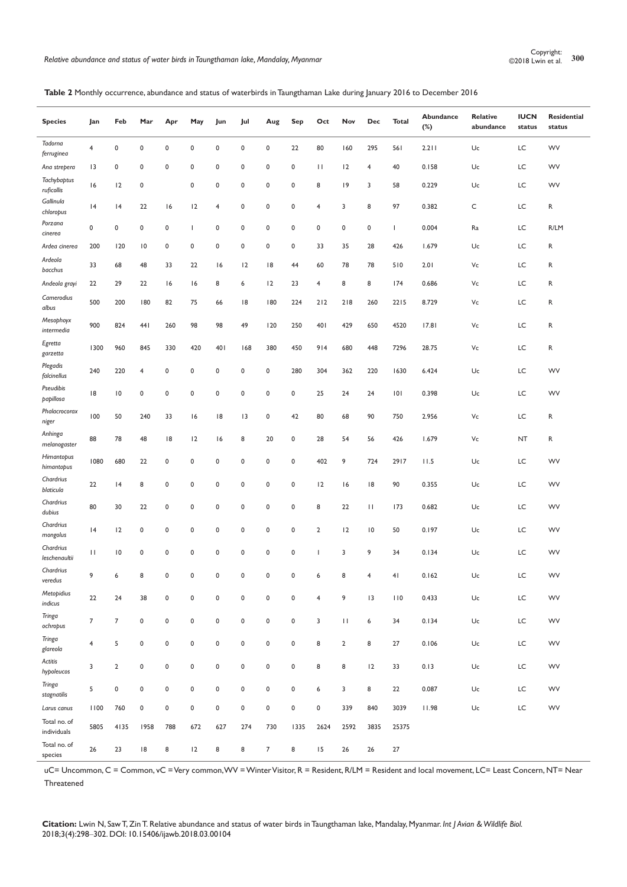**Table 2** Monthly occurrence, abundance and status of waterbirds in Taungthaman Lake during January 2016 to December 2016

| Species | Jan | Feb | Mar | Apr | May | Jun | Jul | Aug | Sep | Oct | Nov | Dec | Total | Abundance (%) | Relative abundance | IUCN status | Residential status |
|---|---|---|---|---|---|---|---|---|---|---|---|---|---|---|---|---|---|
| *Tadorna ferruginea* | 4 | 0 | 0 | 0 | 0 | 0 | 0 | 0 | 22 | 80 | 160 | 295 | 561 | 2.211 | Uc | LC | WV |
| *Ana strepera* | 13 | 0 | 0 | 0 | 0 | 0 | 0 | 0 | 0 | 11 | 12 | 4 | 40 | 0.158 | Uc | LC | WV |
| *Tachybaptus ruficollis* | 16 | 12 | 0 | | 0 | 0 | 0 | 0 | 0 | 8 | 19 | 3 | 58 | 0.229 | Uc | LC | WV |
| *Gallinula chloropus* | 14 | 14 | 22 | 16 | 12 | 4 | 0 | 0 | 0 | 4 | 3 | 8 | 97 | 0.382 | C | LC | R |
| *Porzana cinerea* | 0 | 0 | 0 | 0 | 1 | 0 | 0 | 0 | 0 | 0 | 0 | 0 | 1 | 0.004 | Ra | LC | R/LM |
| *Ardea cinerea* | 200 | 120 | 10 | 0 | 0 | 0 | 0 | 0 | 0 | 33 | 35 | 28 | 426 | 1.679 | Uc | LC | R |
| *Ardeola bacchus* | 33 | 68 | 48 | 33 | 22 | 16 | 12 | 18 | 44 | 60 | 78 | 78 | 510 | 2.01 | Vc | LC | R |
| *Andeola grayi* | 22 | 29 | 22 | 16 | 16 | 8 | 6 | 12 | 23 | 4 | 8 | 8 | 174 | 0.686 | Vc | LC | R |
| *Camerodius albus* | 500 | 200 | 180 | 82 | 75 | 66 | 18 | 180 | 224 | 212 | 218 | 260 | 2215 | 8.729 | Vc | LC | R |
| *Mesophoyx intermedia* | 900 | 824 | 441 | 260 | 98 | 98 | 49 | 120 | 250 | 401 | 429 | 650 | 4520 | 17.81 | Vc | LC | R |
| *Egretta garzetta* | 1300 | 960 | 845 | 330 | 420 | 401 | 168 | 380 | 450 | 914 | 680 | 448 | 7296 | 28.75 | Vc | LC | R |
| *Plegadis falcinellus* | 240 | 220 | 4 | 0 | 0 | 0 | 0 | 0 | 280 | 304 | 362 | 220 | 1630 | 6.424 | Uc | LC | WV |
| *Pseudibis papillosa* | 18 | 10 | 0 | 0 | 0 | 0 | 0 | 0 | 0 | 25 | 24 | 24 | 101 | 0.398 | Uc | LC | WV |
| *Phalacrocorax niger* | 100 | 50 | 240 | 33 | 16 | 18 | 13 | 0 | 42 | 80 | 68 | 90 | 750 | 2.956 | Vc | LC | R |
| *Anhinga melanogaster* | 88 | 78 | 48 | 18 | 12 | 16 | 8 | 20 | 0 | 28 | 54 | 56 | 426 | 1.679 | Vc | NT | R |
| *Himantopus himantopus* | 1080 | 680 | 22 | 0 | 0 | 0 | 0 | 0 | 0 | 402 | 9 | 724 | 2917 | 11.5 | Uc | LC | WV |
| *Chardrius blaticula* | 22 | 14 | 8 | 0 | 0 | 0 | 0 | 0 | 0 | 12 | 16 | 18 | 90 | 0.355 | Uc | LC | WV |
| *Chardrius dubius* | 80 | 30 | 22 | 0 | 0 | 0 | 0 | 0 | 0 | 8 | 22 | 11 | 173 | 0.682 | Uc | LC | WV |
| *Chardrius mongolus* | 14 | 12 | 0 | 0 | 0 | 0 | 0 | 0 | 0 | 2 | 12 | 10 | 50 | 0.197 | Uc | LC | WV |
| *Chardrius leschenaultii* | 11 | 10 | 0 | 0 | 0 | 0 | 0 | 0 | 0 | 1 | 3 | 9 | 34 | 0.134 | Uc | LC | WV |
| *Chardrius veredus* | 9 | 6 | 8 | 0 | 0 | 0 | 0 | 0 | 0 | 6 | 8 | 4 | 41 | 0.162 | Uc | LC | WV |
| *Metopidius indicus* | 22 | 24 | 38 | 0 | 0 | 0 | 0 | 0 | 0 | 4 | 9 | 13 | 110 | 0.433 | Uc | LC | WV |
| *Tringa ochropus* | 7 | 7 | 0 | 0 | 0 | 0 | 0 | 0 | 0 | 3 | 11 | 6 | 34 | 0.134 | Uc | LC | WV |
| *Tringa glareola* | 4 | 5 | 0 | 0 | 0 | 0 | 0 | 0 | 0 | 8 | 2 | 8 | 27 | 0.106 | Uc | LC | WV |
| *Actitis hypoleucos* | 3 | 2 | 0 | 0 | 0 | 0 | 0 | 0 | 0 | 8 | 8 | 12 | 33 | 0.13 | Uc | LC | WV |
| *Tringa stagnatilis* | 5 | 0 | 0 | 0 | 0 | 0 | 0 | 0 | 0 | 6 | 3 | 8 | 22 | 0.087 | Uc | LC | WV |
| *Larus canus* | 1100 | 760 | 0 | 0 | 0 | 0 | 0 | 0 | 0 | 0 | 339 | 840 | 3039 | 11.98 | Uc | LC | WV |
| Total no. of individuals | 5805 | 4135 | 1958 | 788 | 672 | 627 | 274 | 730 | 1335 | 2624 | 2592 | 3835 | 25375 | | | | |
| Total no. of species | 26 | 23 | 18 | 8 | 12 | 8 | 8 | 7 | 8 | 15 | 26 | 26 | 27 | | | | |

uC= Uncommon, C = Common, vC = Very common, WV = Winter Visitor, R = Resident, R/LM = Resident and local movement, LC= Least Concern, NT= Near Threatened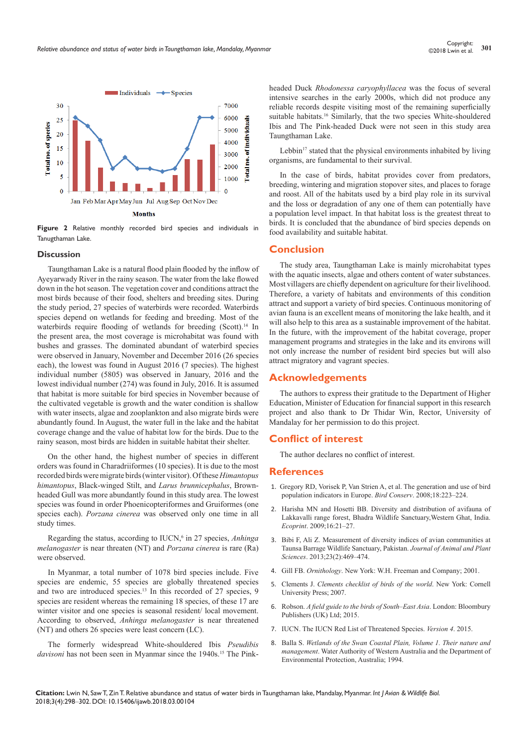Figure 2 Relative monthly recorded bird species and individuals in Tanugthaman Lake.

## Discussion

Taungthaman Lake is a natural flood plain flooded by the inflow of Ayeyarwady River in the rainy season. The water from the lake flowed down in the hot season. The vegetation cover and conditions attract the most birds because of their food, shelters and breeding sites. During the study period, 27 species of waterbirds were recorded. Waterbirds species depend on wetlands for feeding and breeding. Most of the waterbirds require flooding of wetlands for breeding (Scott).[14] In the present area, the most coverage is microhabitat was found with bushes and grasses. The dominated abundant of waterbird species were observed in January, November and December 2016 (26 species each), the lowest was found in August 2016 (7 species). The highest individual number (5805) was observed in January, 2016 and the lowest individual number (274) was found in July, 2016. It is assumed that habitat is more suitable for bird species in November because of the cultivated vegetable is growth and the water condition is shallow with water insects, algae and zooplankton and also migrate birds were abundantly found. In August, the water full in the lake and the habitat coverage change and the value of habitat low for the birds. Due to the rainy season, most birds are hidden in suitable habitat their shelter.

On the other hand, the highest number of species in different orders was found in Charadriiformes (10 species). It is due to the most recorded birds were migrate birds (winter visitor). Of these *Himantopus himantopus*, Black-winged Stilt, and *Larus brunnicephalus*, Brown-headed Gull was more abundantly found in this study area. The lowest species was found in order Phoenicopteriformes and Gruiformes (one species each). *Porzana cinerea* was observed only one time in all study times.

Regarding the status, according to IUCN,[6] in 27 species, *Anhinga melanogaster* is near threaten (NT) and *Porzana cinerea* is rare (Ra) were observed.

In Myanmar, a total number of 1078 bird species include. Five species are endemic, 55 species are globally threatened species and two are introduced species.[13] In this recorded of 27 species, 9 species are resident whereas the remaining 18 species, of these 17 are winter visitor and one species is seasonal resident/ local movement. According to observed, *Anhinga melanogaster* is near threatened (NT) and others 26 species were least concern (LC).

The formerly widespread White-shouldered Ibis *Pseudibis davisoni* has not been seen in Myanmar since the 1940s.[15] The Pink-headed Duck *Rhodonessa caryophyllacea* was the focus of several intensive searches in the early 2000s, which did not produce any reliable records despite visiting most of the remaining superficially suitable habitats.[16] Similarly, that the two species White-shouldered Ibis and The Pink-headed Duck were not seen in this study area Taungthaman Lake.

Lebbin[17] stated that the physical environments inhabited by living organisms, are fundamental to their survival.

In the case of birds, habitat provides cover from predators, breeding, wintering and migration stopover sites, and places to forage and roost. All of the habitats used by a bird play role in its survival and the loss or degradation of any one of them can potentially have a population level impact. In that habitat loss is the greatest threat to birds. It is concluded that the abundance of bird species depends on food availability and suitable habitat.

## Conclusion

The study area, Taungthaman Lake is mainly microhabitat types with the aquatic insects, algae and others content of water substances. Most villagers are chiefly dependent on agriculture for their livelihood. Therefore, a variety of habitats and environments of this condition attract and support a variety of bird species. Continuous monitoring of avian fauna is an excellent means of monitoring the lake health, and it will also help to this area as a sustainable improvement of the habitat. In the future, with the improvement of the habitat coverage, proper management programs and strategies in the lake and its environs will not only increase the number of resident bird species but will also attract migratory and vagrant species.

## Acknowledgements

The authors to express their gratitude to the Department of Higher Education, Minister of Education for financial support in this research project and also thank to Dr Thidar Win, Rector, University of Mandalay for her permission to do this project.

## Conflict of interest

The author declares no conflict of interest.

## References

1. Gregory RD, Vorisek P, Van Strien A, et al. The generation and use of bird population indicators in Europe. *Bird Conserv*. 2008;18:223–224.
2. Harisha MN and Hosetti BB. Diversity and distribution of avifauna of Lakkavalli range forest, Bhadra Wildlife Sanctuary,Western Ghat, India. *Ecoprint*. 2009;16:21–27.
3. Bibi F, Ali Z. Measurement of diversity indices of avian communities at Taunsa Barrage Wildlife Sanctuary, Pakistan. *Journal of Animal and Plant Sciences*. 2013;23(2):469–474.
4. Gill FB. *Ornithology*. New York: W.H. Freeman and Company; 2001.
5. Clements J. *Clements checklist of birds of the world*. New York: Cornell University Press; 2007.
6. Robson. *A field guide to the birds of South–East Asia*. London: Bloomsbury Publishers (UK) Ltd; 2015.
7. IUCN. The IUCN Red List of Threatened Species. *Version 4*. 2015.
8. Balla S. *Wetlands of the Swan Coastal Plain, Volume 1. Their nature and management*. Water Authority of Western Australia and the Department of Environmental Protection, Australia; 1994.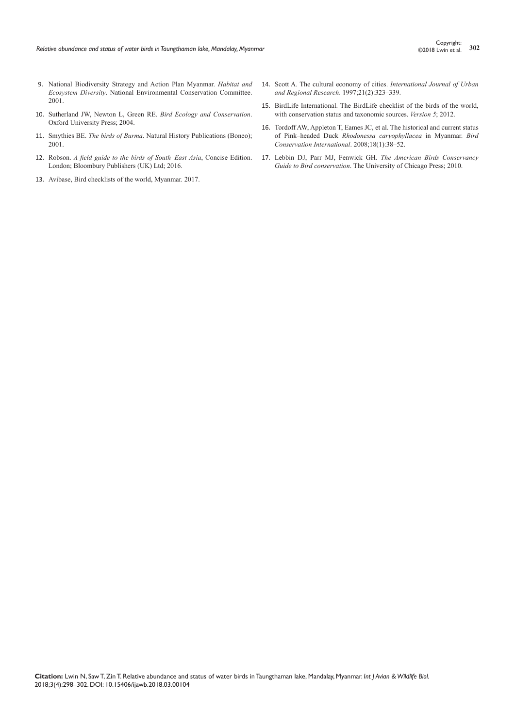9. National Biodiversity Strategy and Action Plan Myanmar. *Habitat and Ecosystem Diversity*. National Environmental Conservation Committee. 2001.
10. Sutherland JW, Newton L, Green RE. *Bird Ecology and Conservation*. Oxford University Press; 2004.
11. Smythies BE. *The birds of Burma*. Natural History Publications (Boneo); 2001.
12. Robson. *A field guide to the birds of South–East Asia*, Concise Edition. London; Bloomsbury Publishers (UK) Ltd; 2016.
13. Avibase, Bird checklists of the world, Myanmar. 2017.
14. Scott A. The cultural economy of cities. *International Journal of Urban and Regional Research*. 1997;21(2):323–339.
15. BirdLife International. The BirdLife checklist of the birds of the world, with conservation status and taxonomic sources. *Version 5*; 2012.
16. Tordoff AW, Appleton T, Eames JC, et al. The historical and current status of Pink–headed Duck *Rhodonessa caryophyllacea* in Myanmar. *Bird Conservation International*. 2008;18(1):38–52.
17. Lebbin DJ, Parr MJ, Fenwick GH. *The American Birds Conservancy Guide to Bird conservation*. The University of Chicago Press; 2010.